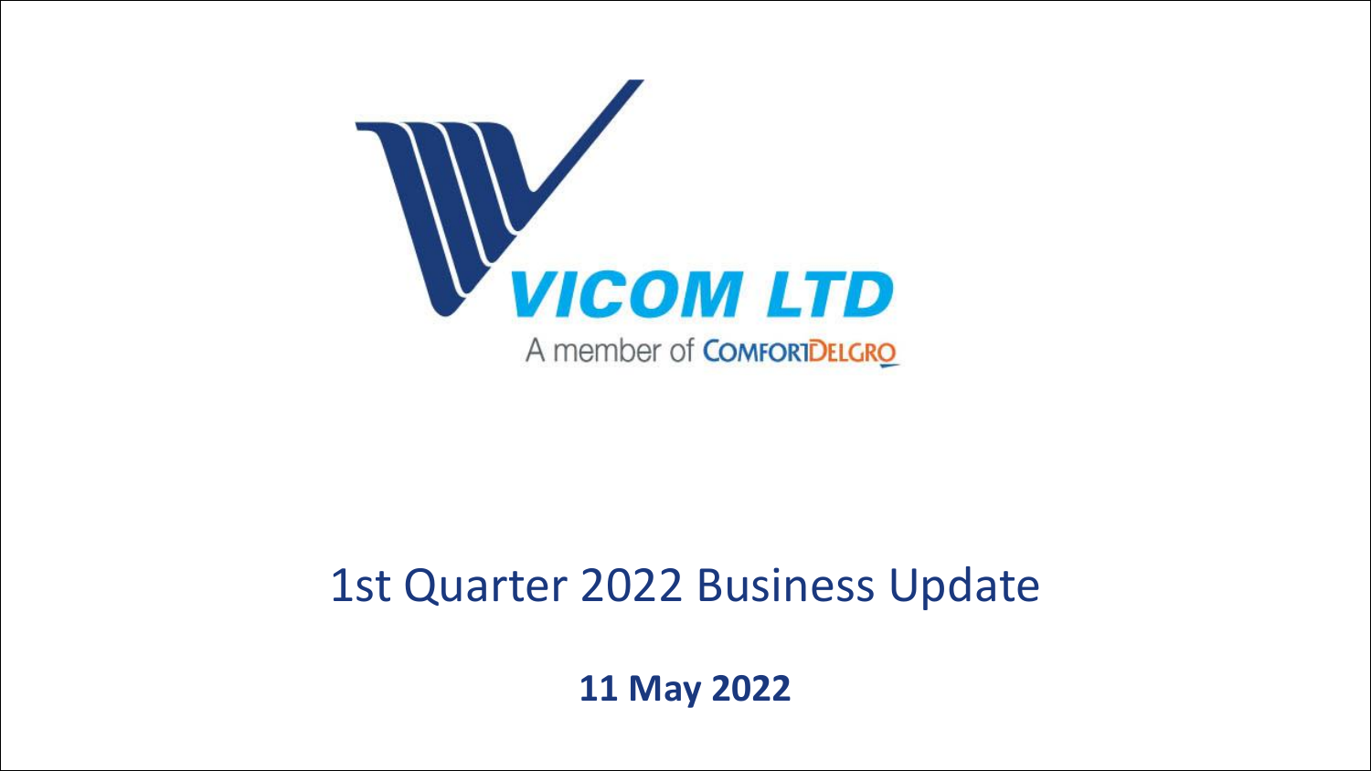VICOM LTD

A member of ComfortDelGro

# 1st Quarter 2022 Business Update

**11 May 2022**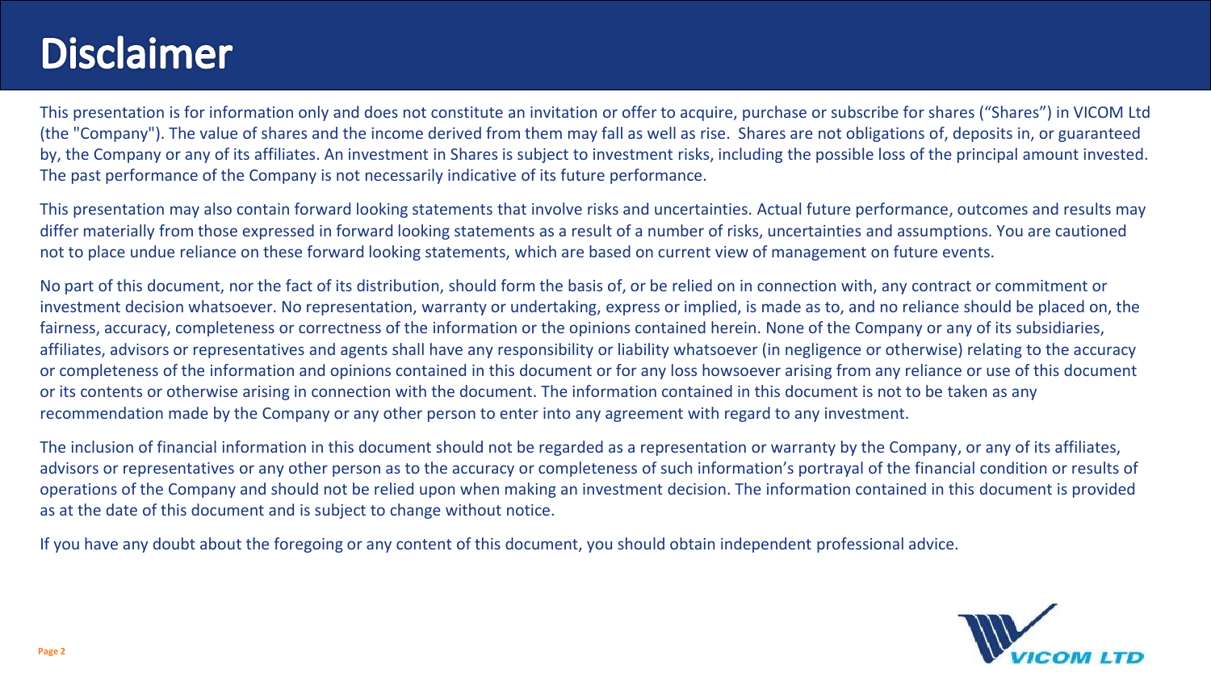# Disclaimer

This presentation is for information only and does not constitute an invitation or offer to acquire, purchase or subscribe for shares ("Shares") in VICOM Ltd (the "Company"). The value of shares and the income derived from them may fall as well as rise. Shares are not obligations of, deposits in, or guaranteed by, the Company or any of its affiliates. An investment in Shares is subject to investment risks, including the possible loss of the principal amount invested. The past performance of the Company is not necessarily indicative of its future performance.

This presentation may also contain forward looking statements that involve risks and uncertainties. Actual future performance, outcomes and results may differ materially from those expressed in forward looking statements as a result of a number of risks, uncertainties and assumptions. You are cautioned not to place undue reliance on these forward looking statements, which are based on current view of management on future events.

No part of this document, nor the fact of its distribution, should form the basis of, or be relied on in connection with, any contract or commitment or investment decision whatsoever. No representation, warranty or undertaking, express or implied, is made as to, and no reliance should be placed on, the fairness, accuracy, completeness or correctness of the information or the opinions contained herein. None of the Company or any of its subsidiaries, affiliates, advisors or representatives and agents shall have any responsibility or liability whatsoever (in negligence or otherwise) relating to the accuracy or completeness of the information and opinions contained in this document or for any loss howsoever arising from any reliance or use of this document or its contents or otherwise arising in connection with the document. The information contained in this document is not to be taken as any recommendation made by the Company or any other person to enter into any agreement with regard to any investment.

The inclusion of financial information in this document should not be regarded as a representation or warranty by the Company, or any of its affiliates, advisors or representatives or any other person as to the accuracy or completeness of such information's portrayal of the financial condition or results of operations of the Company and should not be relied upon when making an investment decision. The information contained in this document is provided as at the date of this document and is subject to change without notice.

If you have any doubt about the foregoing or any content of this document, you should obtain independent professional advice.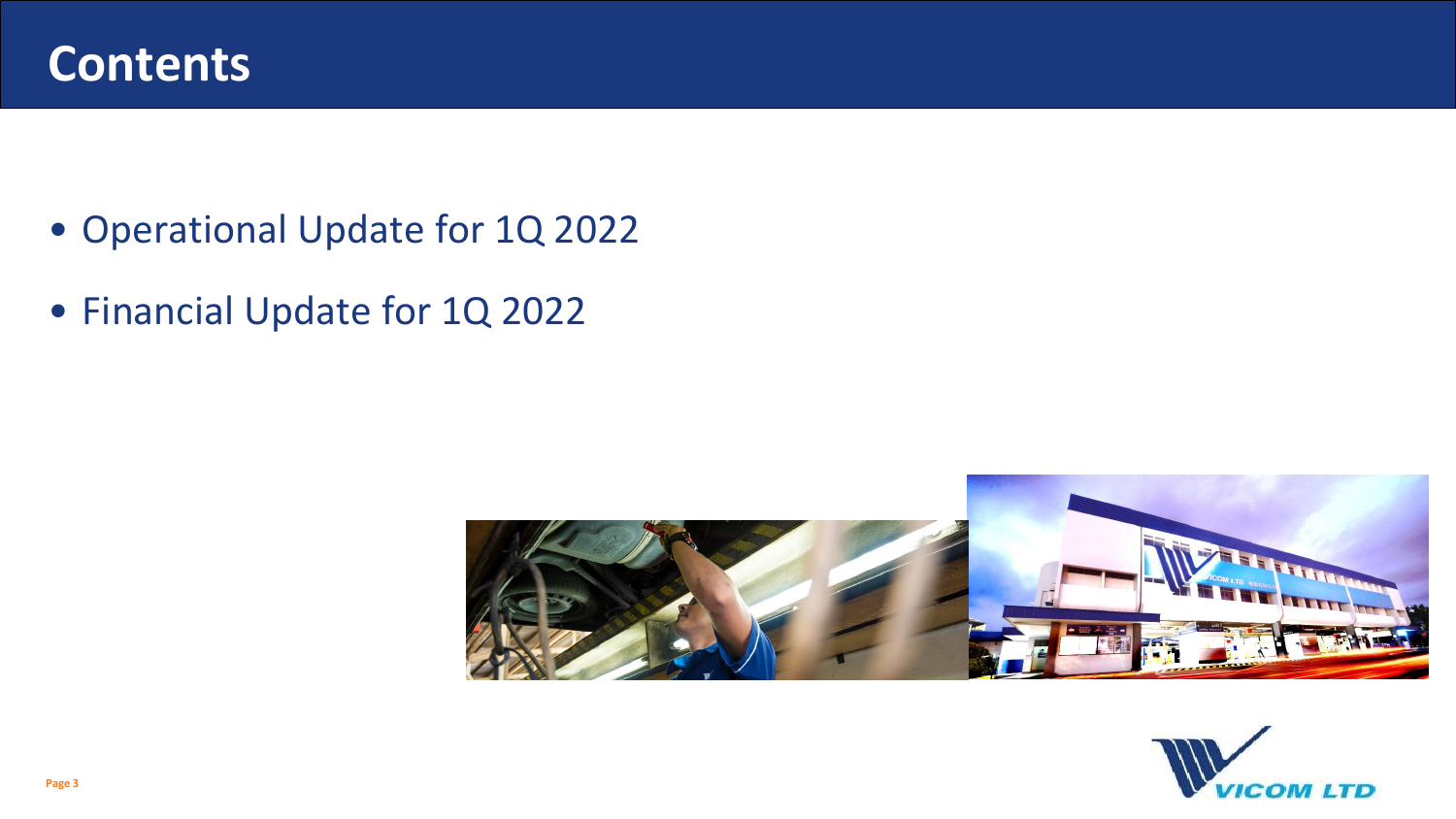# Contents

- Operational Update for 1Q 2022
- Financial Update for 1Q 2022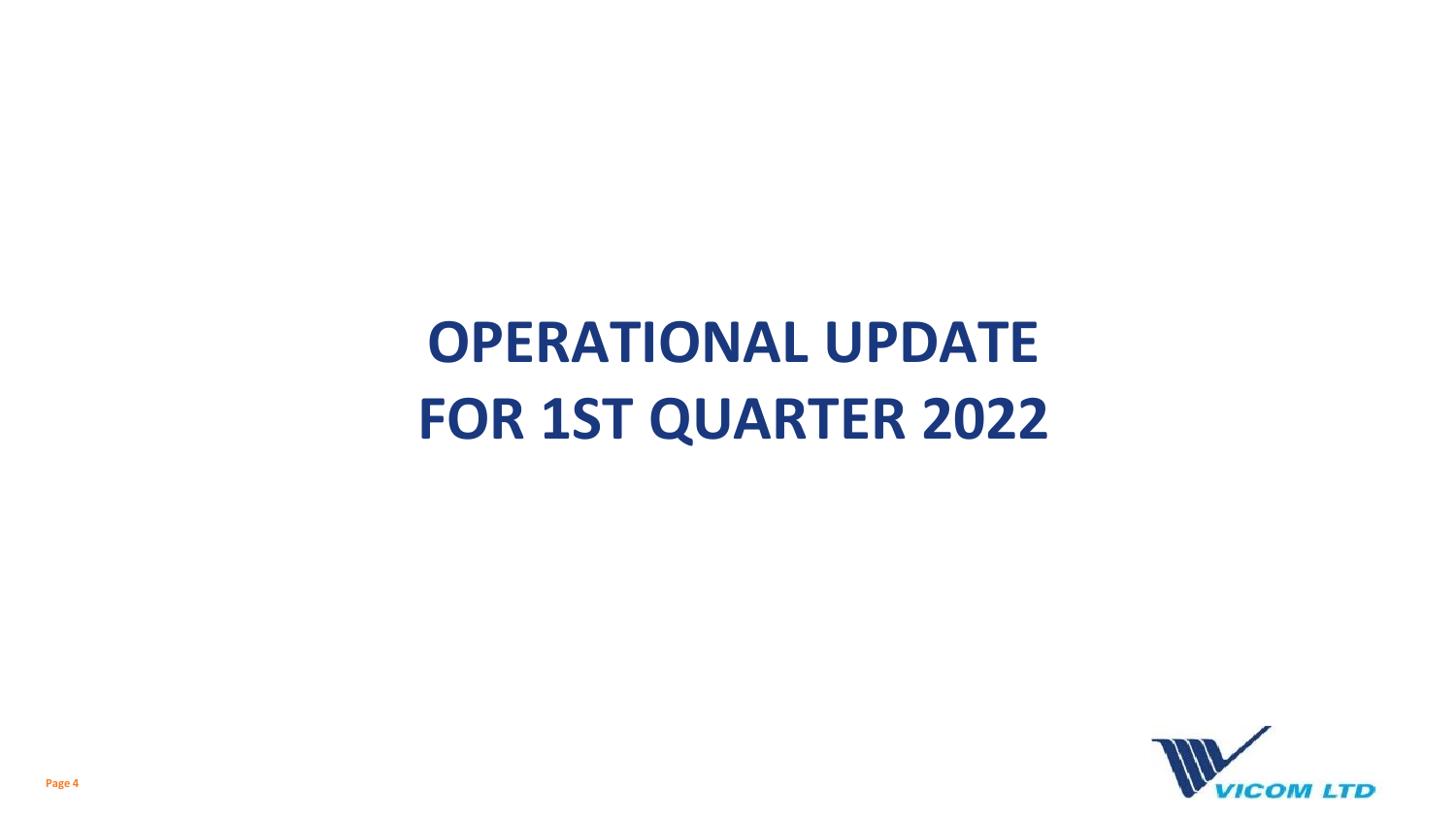# OPERATIONAL UPDATE FOR 1ST QUARTER 2022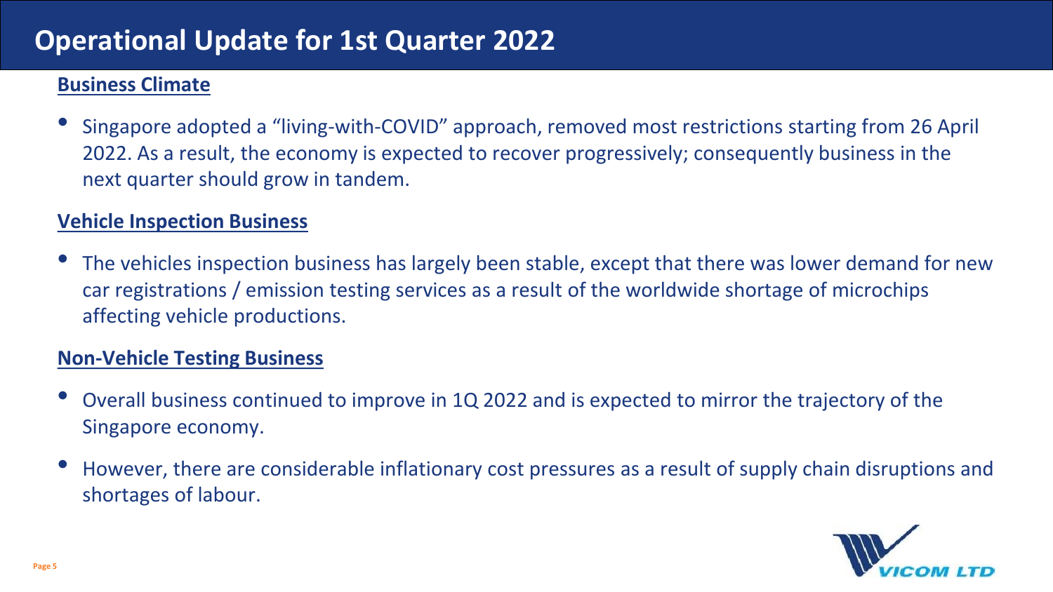# Operational Update for 1st Quarter 2022

## Business Climate

- Singapore adopted a "living-with-COVID" approach, removed most restrictions starting from 26 April 2022. As a result, the economy is expected to recover progressively; consequently business in the next quarter should grow in tandem.

## Vehicle Inspection Business

- The vehicles inspection business has largely been stable, except that there was lower demand for new car registrations / emission testing services as a result of the worldwide shortage of microchips affecting vehicle productions.

## Non-Vehicle Testing Business

- Overall business continued to improve in 1Q 2022 and is expected to mirror the trajectory of the Singapore economy.
- However, there are considerable inflationary cost pressures as a result of supply chain disruptions and shortages of labour.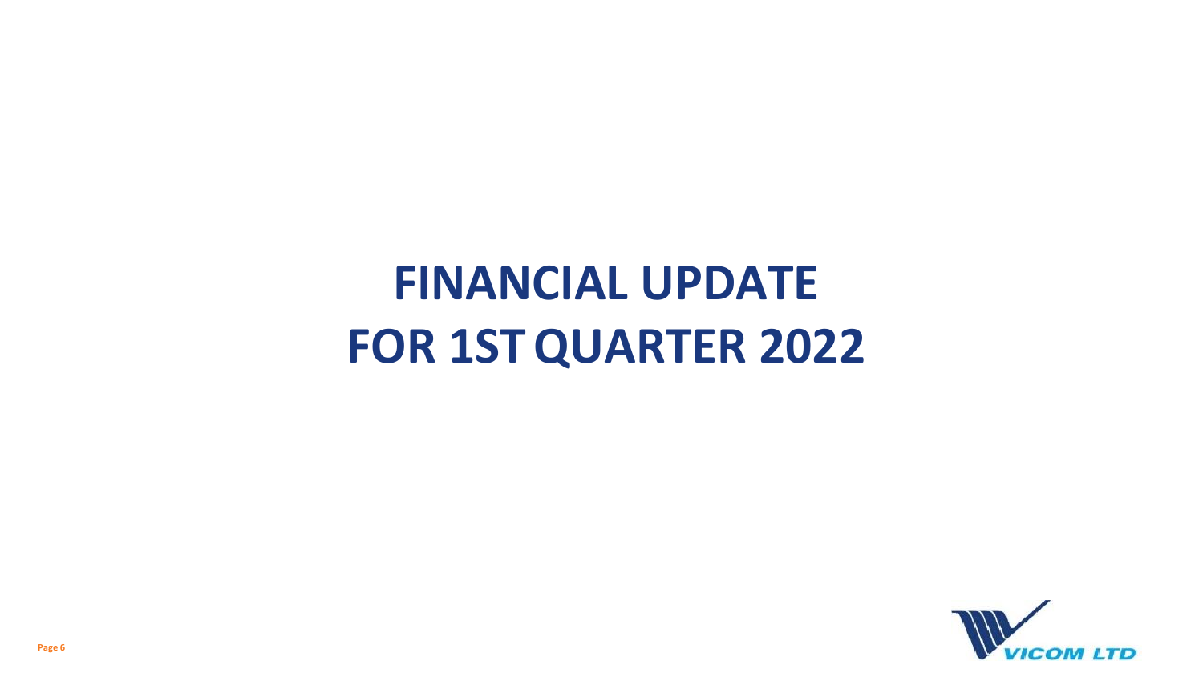# FINANCIAL UPDATE FOR 1ST QUARTER 2022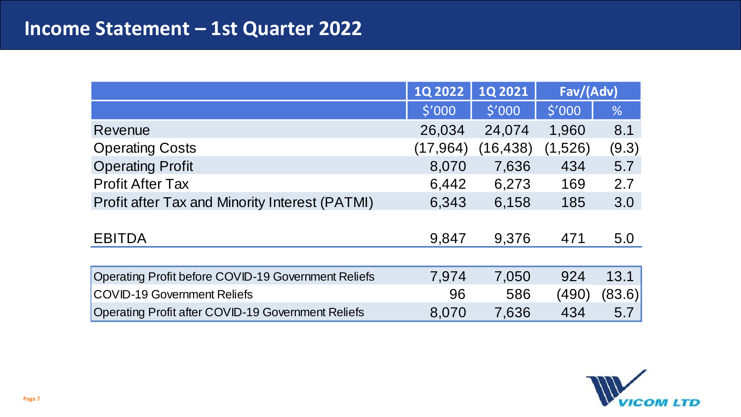# Income Statement – 1st Quarter 2022

| | 1Q 2022 | 1Q 2021 | Fav/(Adv) | |
|---|---|---|---|---|
| | $'000 | $'000 | $'000 | % |
| Revenue | 26,034 | 24,074 | 1,960 | 8.1 |
| Operating Costs | (17,964) | (16,438) | (1,526) | (9.3) |
| Operating Profit | 8,070 | 7,636 | 434 | 5.7 |
| Profit After Tax | 6,442 | 6,273 | 169 | 2.7 |
| Profit after Tax and Minority Interest (PATMI) | 6,343 | 6,158 | 185 | 3.0 |
| EBITDA | 9,847 | 9,376 | 471 | 5.0 |

| | | | | |
|---|---|---|---|---|
| Operating Profit before COVID-19 Government Reliefs | 7,974 | 7,050 | 924 | 13.1 |
| COVID-19 Government Reliefs | 96 | 586 | (490) | (83.6) |
| Operating Profit after COVID-19 Government Reliefs | 8,070 | 7,636 | 434 | 5.7 |

VICOM LTD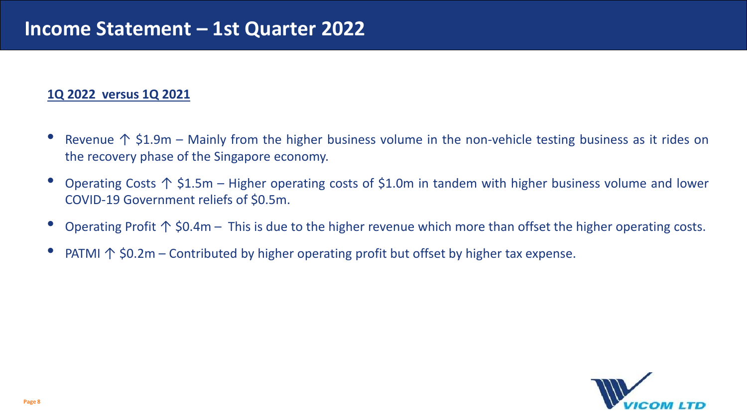# Income Statement – 1st Quarter 2022

**1Q 2022 versus 1Q 2021**

- Revenue ↑ \$1.9m – Mainly from the higher business volume in the non-vehicle testing business as it rides on the recovery phase of the Singapore economy.
- Operating Costs ↑ \$1.5m – Higher operating costs of \$1.0m in tandem with higher business volume and lower COVID-19 Government reliefs of \$0.5m.
- Operating Profit ↑ \$0.4m – This is due to the higher revenue which more than offset the higher operating costs.
- PATMI ↑ \$0.2m – Contributed by higher operating profit but offset by higher tax expense.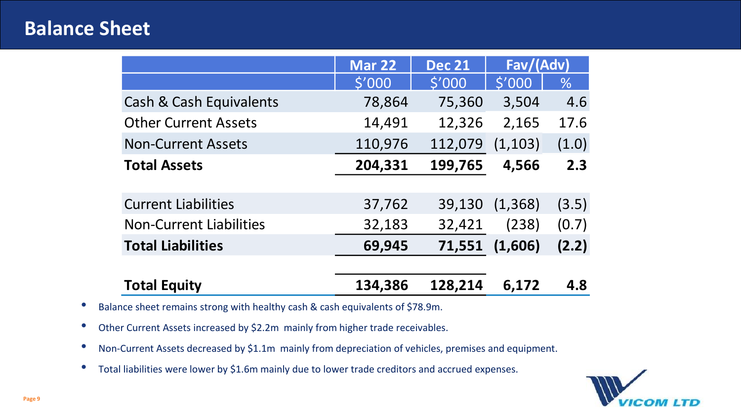## Balance Sheet

| | Mar 22 | Dec 21 | Fav/(Adv) | |
|---|---|---|---|---|
| | $'000 | $'000 | $'000 | % |
| Cash & Cash Equivalents | 78,864 | 75,360 | 3,504 | 4.6 |
| Other Current Assets | 14,491 | 12,326 | 2,165 | 17.6 |
| Non-Current Assets | 110,976 | 112,079 | (1,103) | (1.0) |
| **Total Assets** | **204,331** | **199,765** | **4,566** | **2.3** |
| | | | | |
| Current Liabilities | 37,762 | 39,130 | (1,368) | (3.5) |
| Non-Current Liabilities | 32,183 | 32,421 | (238) | (0.7) |
| **Total Liabilities** | **69,945** | **71,551** | **(1,606)** | **(2.2)** |
| | | | | |
| **Total Equity** | **134,386** | **128,214** | **6,172** | **4.8** |

- Balance sheet remains strong with healthy cash & cash equivalents of $78.9m.
- Other Current Assets increased by $2.2m mainly from higher trade receivables.
- Non-Current Assets decreased by $1.1m mainly from depreciation of vehicles, premises and equipment.
- Total liabilities were lower by $1.6m mainly due to lower trade creditors and accrued expenses.

VICOM LTD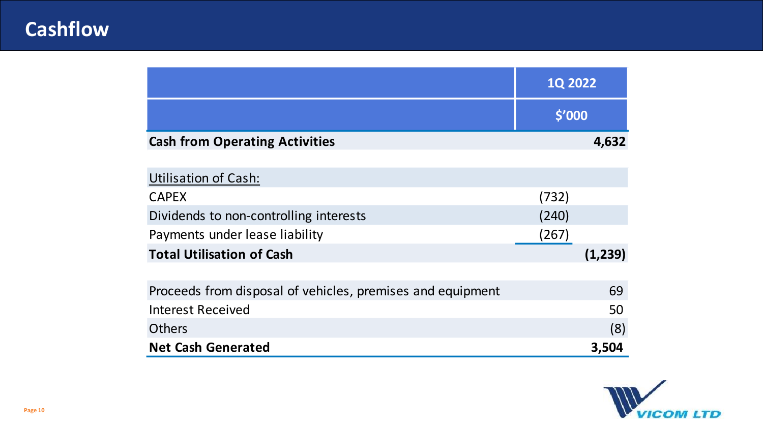# Cashflow

| | | 1Q 2022 |
|---|---|---|
| | | $'000 |
| **Cash from Operating Activities** | | **4,632** |
| Utilisation of Cash: | | |
| CAPEX | (732) | |
| Dividends to non-controlling interests | (240) | |
| Payments under lease liability | (267) | |
| **Total Utilisation of Cash** | | **(1,239)** |
| Proceeds from disposal of vehicles, premises and equipment | | 69 |
| Interest Received | | 50 |
| Others | | (8) |
| **Net Cash Generated** | | **3,504** |

VICOM LTD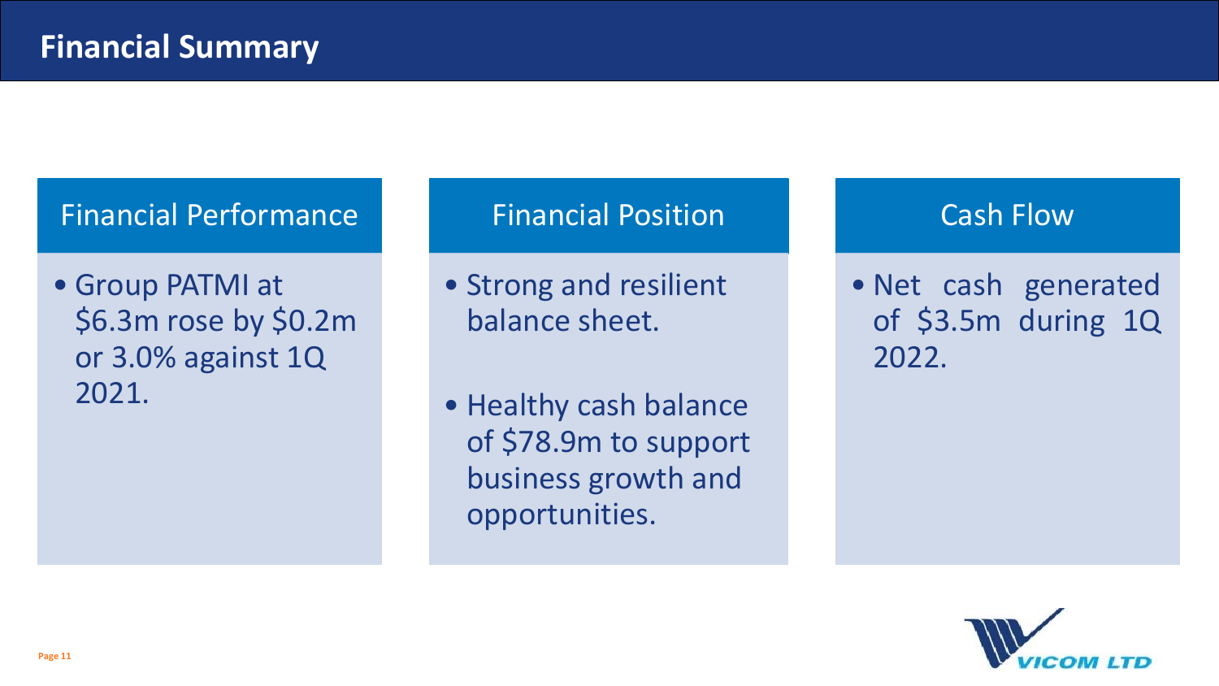# Financial Summary

## Financial Performance

- Group PATMI at $6.3m rose by $0.2m or 3.0% against 1Q 2021.

## Financial Position

- Strong and resilient balance sheet.
- Healthy cash balance of $78.9m to support business growth and opportunities.

## Cash Flow

- Net cash generated of $3.5m during 1Q 2022.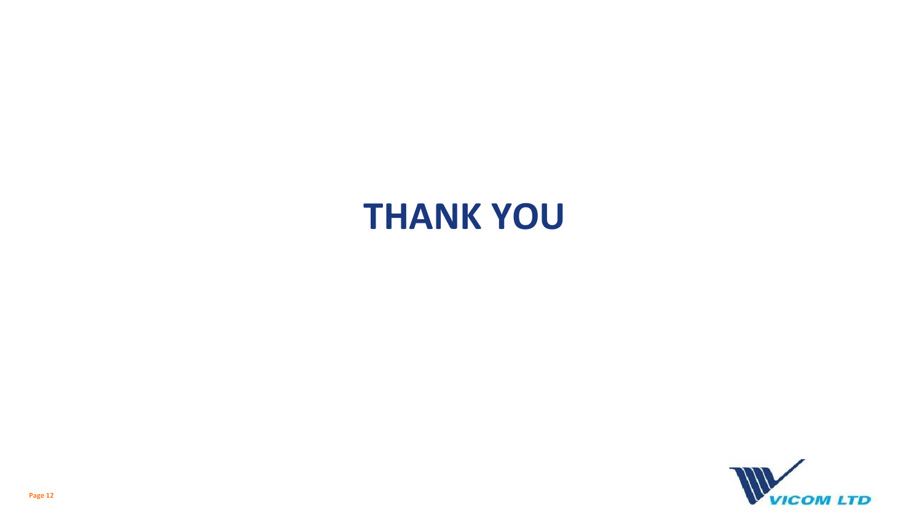# THANK YOU

VICOM LTD